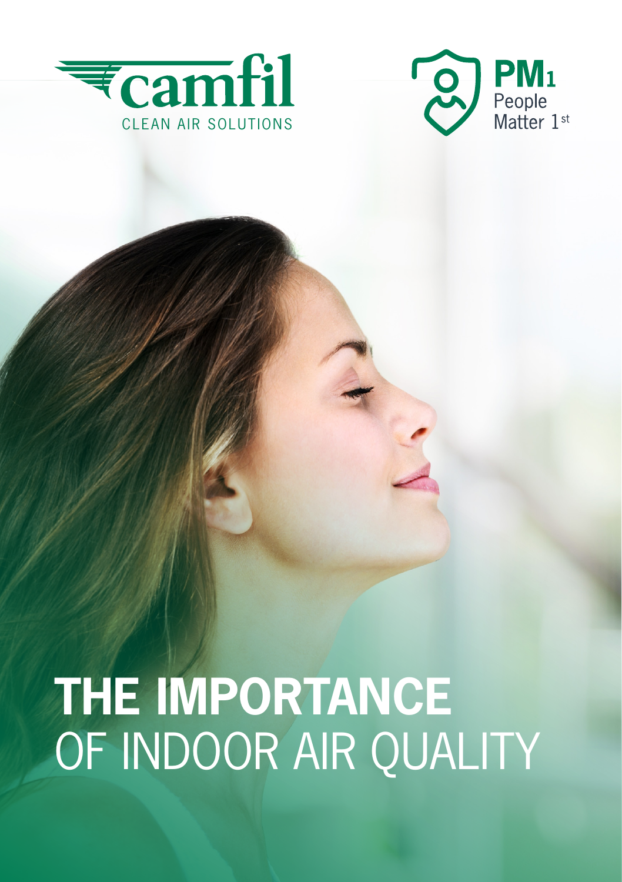camfil

CLEAN AIR SOLUTIONS

PM1

People Matter 1st

# THE IMPORTANCE OF INDOOR AIR QUALITY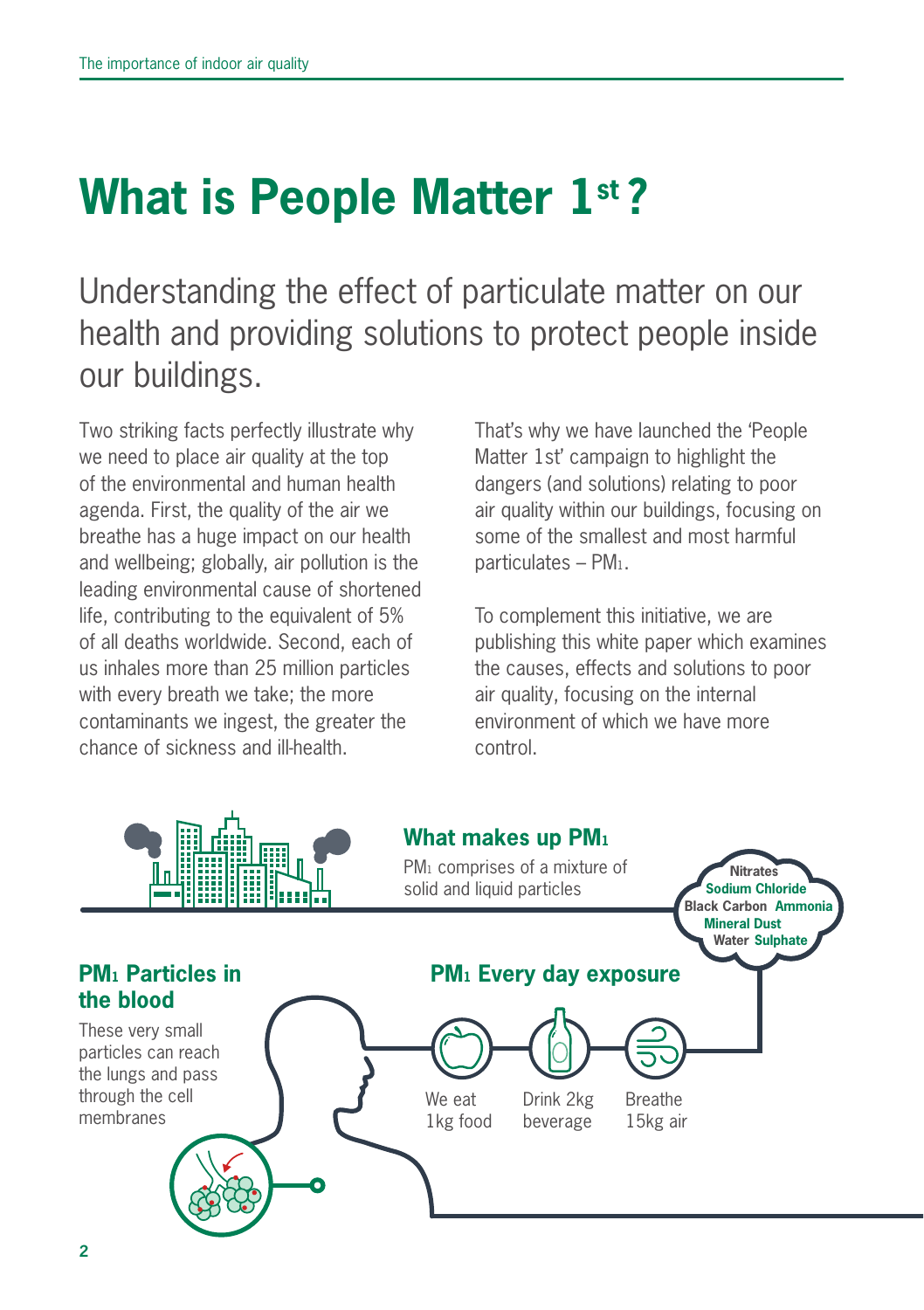# What is People Matter 1st?

## Understanding the effect of particulate matter on our health and providing solutions to protect people inside our buildings.

Two striking facts perfectly illustrate why we need to place air quality at the top of the environmental and human health agenda. First, the quality of the air we breathe has a huge impact on our health and wellbeing; globally, air pollution is the leading environmental cause of shortened life, contributing to the equivalent of 5% of all deaths worldwide. Second, each of us inhales more than 25 million particles with every breath we take; the more contaminants we ingest, the greater the chance of sickness and ill-health.

That's why we have launched the 'People Matter 1st' campaign to highlight the dangers (and solutions) relating to poor air quality within our buildings, focusing on some of the smallest and most harmful particulates – $PM_1$.

To complement this initiative, we are publishing this white paper which examines the causes, effects and solutions to poor air quality, focusing on the internal environment of which we have more control.

### What makes up $PM_1$

$PM_1$ comprises of a mixture of solid and liquid particles

Nitrates
Sodium Chloride
Black Carbon Ammonia
Mineral Dust
Water Sulphate

### $PM_1$ Particles in the blood

These very small particles can reach the lungs and pass through the cell membranes

### $PM_1$ Every day exposure

We eat 1kg food

Drink 2kg beverage

Breathe 15kg air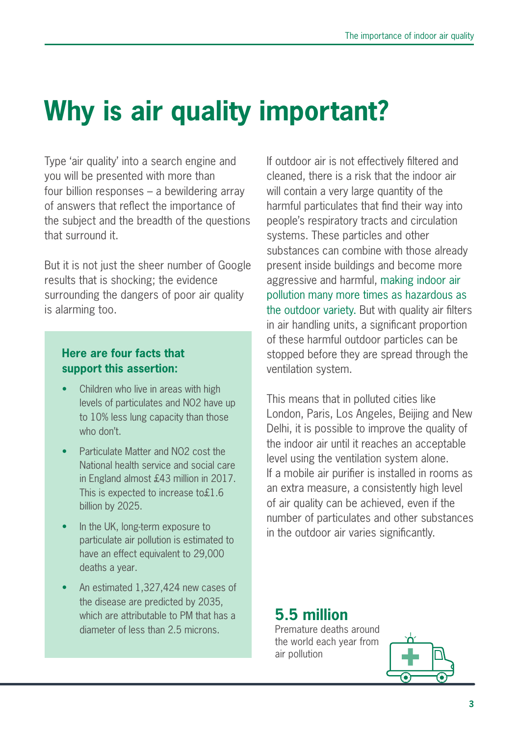# Why is air quality important?

Type 'air quality' into a search engine and you will be presented with more than four billion responses – a bewildering array of answers that reflect the importance of the subject and the breadth of the questions that surround it.

But it is not just the sheer number of Google results that is shocking; the evidence surrounding the dangers of poor air quality is alarming too.

**Here are four facts that support this assertion:**

- Children who live in areas with high levels of particulates and NO2 have up to 10% less lung capacity than those who don't.
- Particulate Matter and NO2 cost the National health service and social care in England almost £43 million in 2017. This is expected to increase to£1.6 billion by 2025.
- In the UK, long-term exposure to particulate air pollution is estimated to have an effect equivalent to 29,000 deaths a year.
- An estimated 1,327,424 new cases of the disease are predicted by 2035, which are attributable to PM that has a diameter of less than 2.5 microns.

If outdoor air is not effectively filtered and cleaned, there is a risk that the indoor air will contain a very large quantity of the harmful particulates that find their way into people's respiratory tracts and circulation systems. These particles and other substances can combine with those already present inside buildings and become more aggressive and harmful, making indoor air pollution many more times as hazardous as the outdoor variety. But with quality air filters in air handling units, a significant proportion of these harmful outdoor particles can be stopped before they are spread through the ventilation system.

This means that in polluted cities like London, Paris, Los Angeles, Beijing and New Delhi, it is possible to improve the quality of the indoor air until it reaches an acceptable level using the ventilation system alone. If a mobile air purifier is installed in rooms as an extra measure, a consistently high level of air quality can be achieved, even if the number of particulates and other substances in the outdoor air varies significantly.

**5.5 million**
Premature deaths around the world each year from air pollution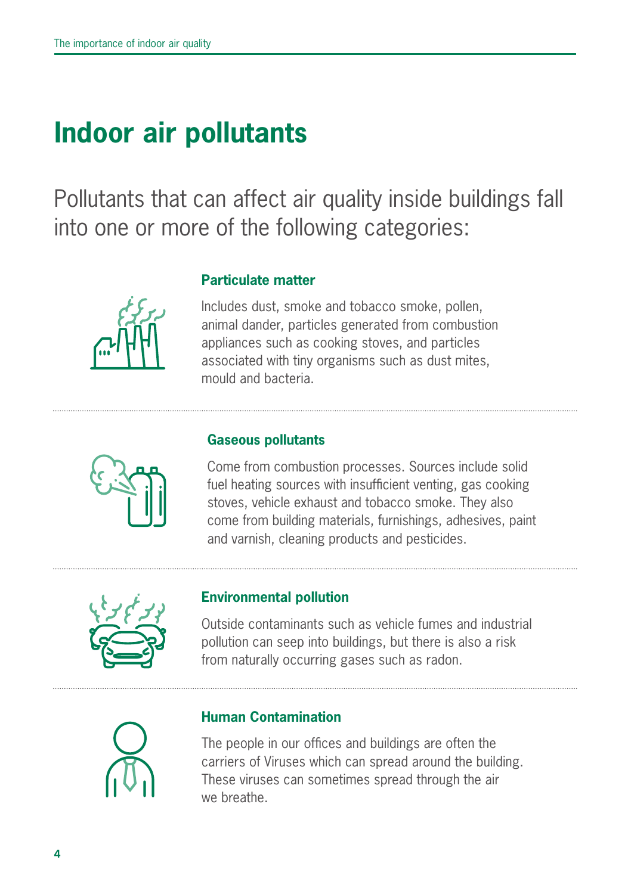# Indoor air pollutants

Pollutants that can affect air quality inside buildings fall into one or more of the following categories:

### Particulate matter

Includes dust, smoke and tobacco smoke, pollen, animal dander, particles generated from combustion appliances such as cooking stoves, and particles associated with tiny organisms such as dust mites, mould and bacteria.

### Gaseous pollutants

Come from combustion processes. Sources include solid fuel heating sources with insufficient venting, gas cooking stoves, vehicle exhaust and tobacco smoke. They also come from building materials, furnishings, adhesives, paint and varnish, cleaning products and pesticides.

### Environmental pollution

Outside contaminants such as vehicle fumes and industrial pollution can seep into buildings, but there is also a risk from naturally occurring gases such as radon.

### Human Contamination

The people in our offices and buildings are often the carriers of Viruses which can spread around the building. These viruses can sometimes spread through the air we breathe.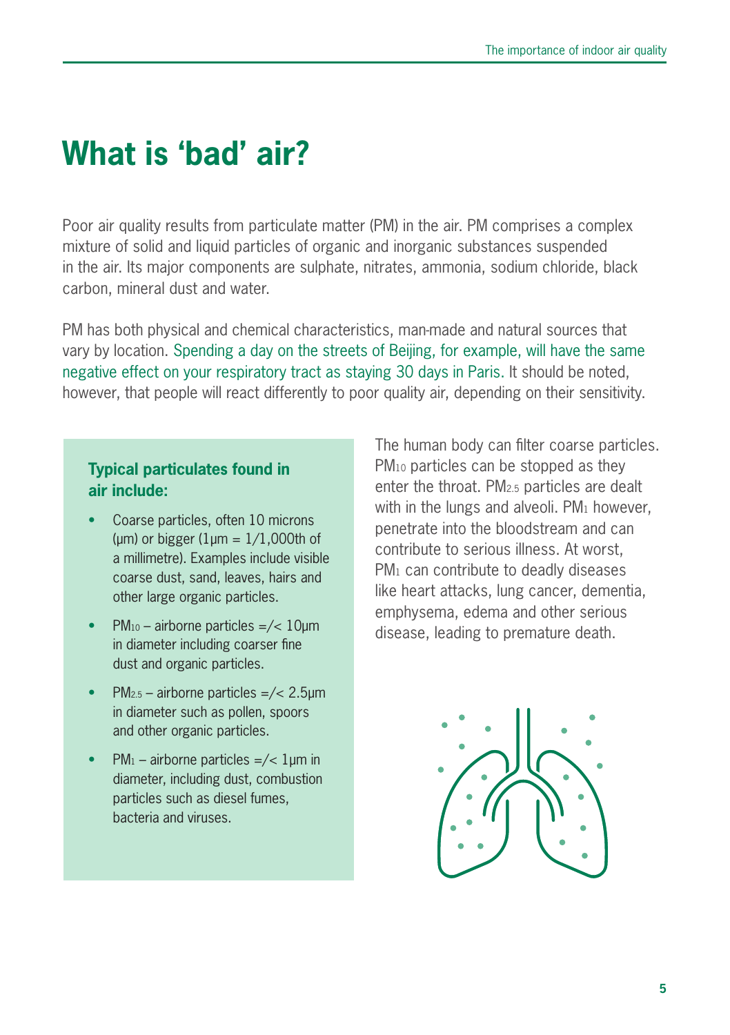# What is 'bad' air?

Poor air quality results from particulate matter (PM) in the air. PM comprises a complex mixture of solid and liquid particles of organic and inorganic substances suspended in the air. Its major components are sulphate, nitrates, ammonia, sodium chloride, black carbon, mineral dust and water.

PM has both physical and chemical characteristics, man-made and natural sources that vary by location. Spending a day on the streets of Beijing, for example, will have the same negative effect on your respiratory tract as staying 30 days in Paris. It should be noted, however, that people will react differently to poor quality air, depending on their sensitivity.

**Typical particulates found in air include:**

- Coarse particles, often 10 microns (µm) or bigger (1µm = 1/1,000th of a millimetre). Examples include visible coarse dust, sand, leaves, hairs and other large organic particles.
- $PM_{10}$ – airborne particles =/< 10µm in diameter including coarser fine dust and organic particles.
- $PM_{2.5}$ – airborne particles =/< 2.5µm in diameter such as pollen, spoors and other organic particles.
- $PM_{1}$ – airborne particles =/< 1µm in diameter, including dust, combustion particles such as diesel fumes, bacteria and viruses.

The human body can filter coarse particles. $PM_{10}$ particles can be stopped as they enter the throat. $PM_{2.5}$ particles are dealt with in the lungs and alveoli. $PM_{1}$ however, penetrate into the bloodstream and can contribute to serious illness. At worst, $PM_{1}$ can contribute to deadly diseases like heart attacks, lung cancer, dementia, emphysema, edema and other serious disease, leading to premature death.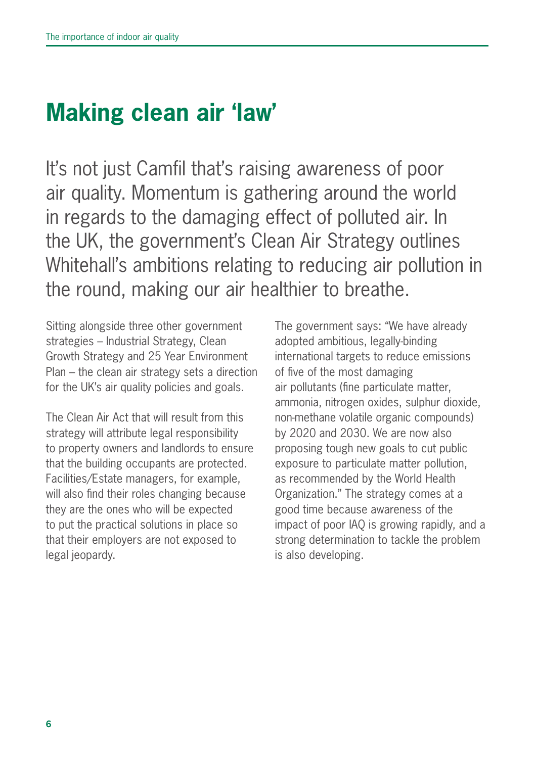# Making clean air 'law'

It's not just Camfil that's raising awareness of poor air quality. Momentum is gathering around the world in regards to the damaging effect of polluted air. In the UK, the government's Clean Air Strategy outlines Whitehall's ambitions relating to reducing air pollution in the round, making our air healthier to breathe.

Sitting alongside three other government strategies – Industrial Strategy, Clean Growth Strategy and 25 Year Environment Plan – the clean air strategy sets a direction for the UK's air quality policies and goals.

The Clean Air Act that will result from this strategy will attribute legal responsibility to property owners and landlords to ensure that the building occupants are protected. Facilities/Estate managers, for example, will also find their roles changing because they are the ones who will be expected to put the practical solutions in place so that their employers are not exposed to legal jeopardy.

The government says: "We have already adopted ambitious, legally-binding international targets to reduce emissions of five of the most damaging air pollutants (fine particulate matter, ammonia, nitrogen oxides, sulphur dioxide, non-methane volatile organic compounds) by 2020 and 2030. We are now also proposing tough new goals to cut public exposure to particulate matter pollution, as recommended by the World Health Organization." The strategy comes at a good time because awareness of the impact of poor IAQ is growing rapidly, and a strong determination to tackle the problem is also developing.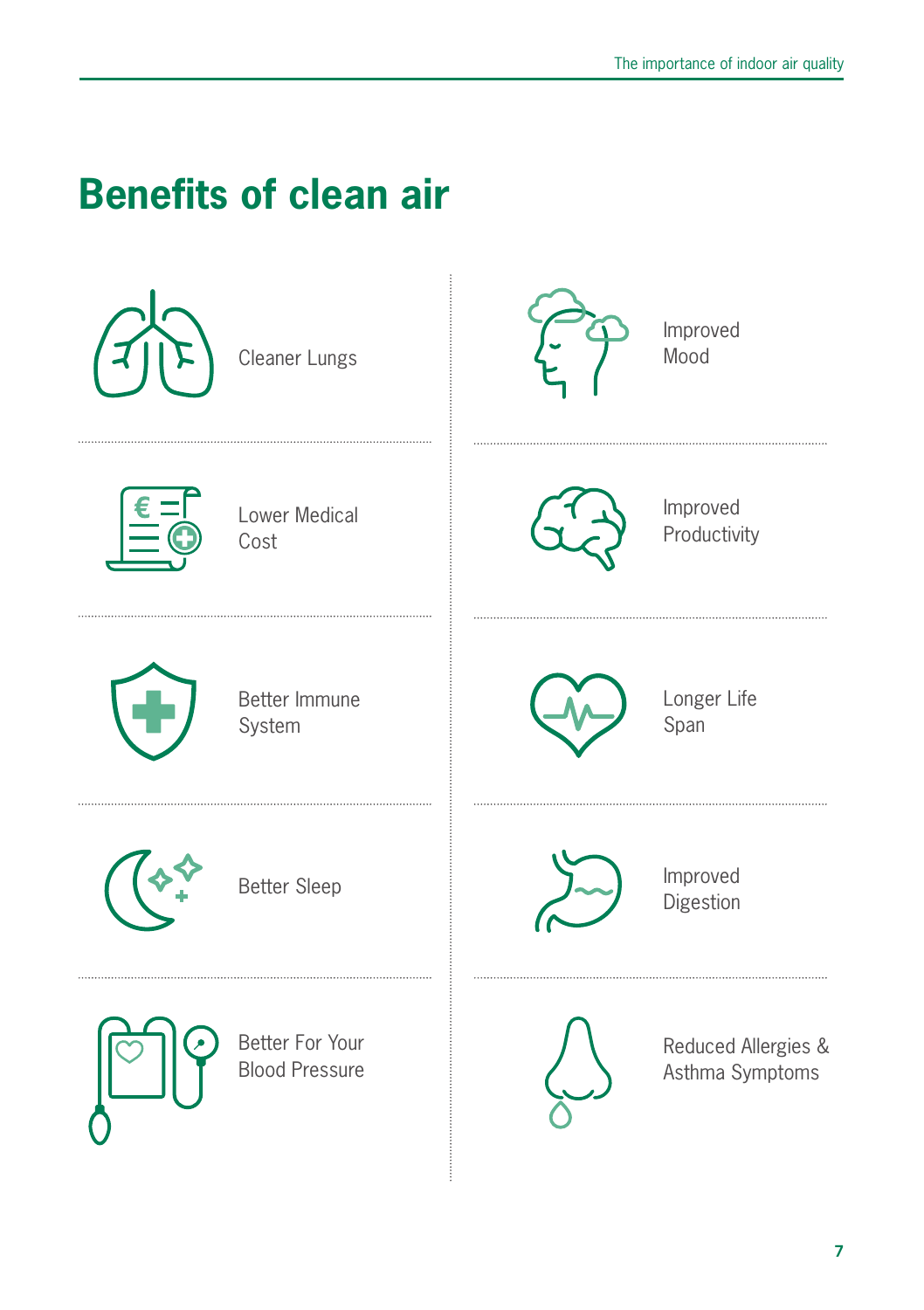# Benefits of clean air

- Cleaner Lungs
- Improved Mood
- Lower Medical Cost
- Improved Productivity
- Better Immune System
- Longer Life Span
- Better Sleep
- Improved Digestion
- Better For Your Blood Pressure
- Reduced Allergies & Asthma Symptoms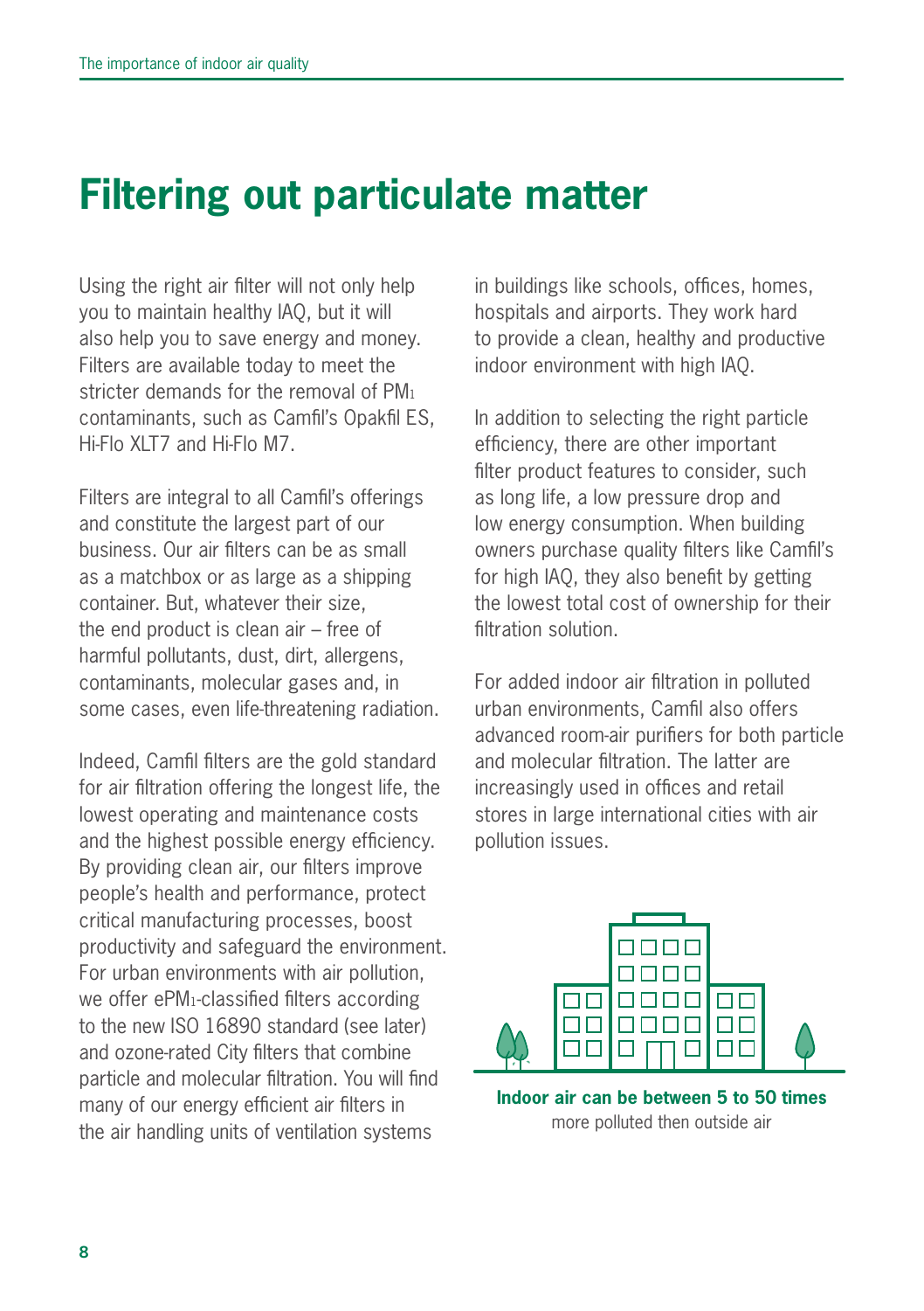# Filtering out particulate matter

Using the right air filter will not only help you to maintain healthy IAQ, but it will also help you to save energy and money. Filters are available today to meet the stricter demands for the removal of $PM_1$ contaminants, such as Camfil's Opakfil ES, Hi-Flo XLT7 and Hi-Flo M7.

Filters are integral to all Camfil's offerings and constitute the largest part of our business. Our air filters can be as small as a matchbox or as large as a shipping container. But, whatever their size, the end product is clean air – free of harmful pollutants, dust, dirt, allergens, contaminants, molecular gases and, in some cases, even life-threatening radiation.

Indeed, Camfil filters are the gold standard for air filtration offering the longest life, the lowest operating and maintenance costs and the highest possible energy efficiency. By providing clean air, our filters improve people's health and performance, protect critical manufacturing processes, boost productivity and safeguard the environment. For urban environments with air pollution, we offer $ePM_1$-classified filters according to the new ISO 16890 standard (see later) and ozone-rated City filters that combine particle and molecular filtration. You will find many of our energy efficient air filters in the air handling units of ventilation systems in buildings like schools, offices, homes, hospitals and airports. They work hard to provide a clean, healthy and productive indoor environment with high IAQ.

In addition to selecting the right particle efficiency, there are other important filter product features to consider, such as long life, a low pressure drop and low energy consumption. When building owners purchase quality filters like Camfil's for high IAQ, they also benefit by getting the lowest total cost of ownership for their filtration solution.

For added indoor air filtration in polluted urban environments, Camfil also offers advanced room-air purifiers for both particle and molecular filtration. The latter are increasingly used in offices and retail stores in large international cities with air pollution issues.

**Indoor air can be between 5 to 50 times** more polluted then outside air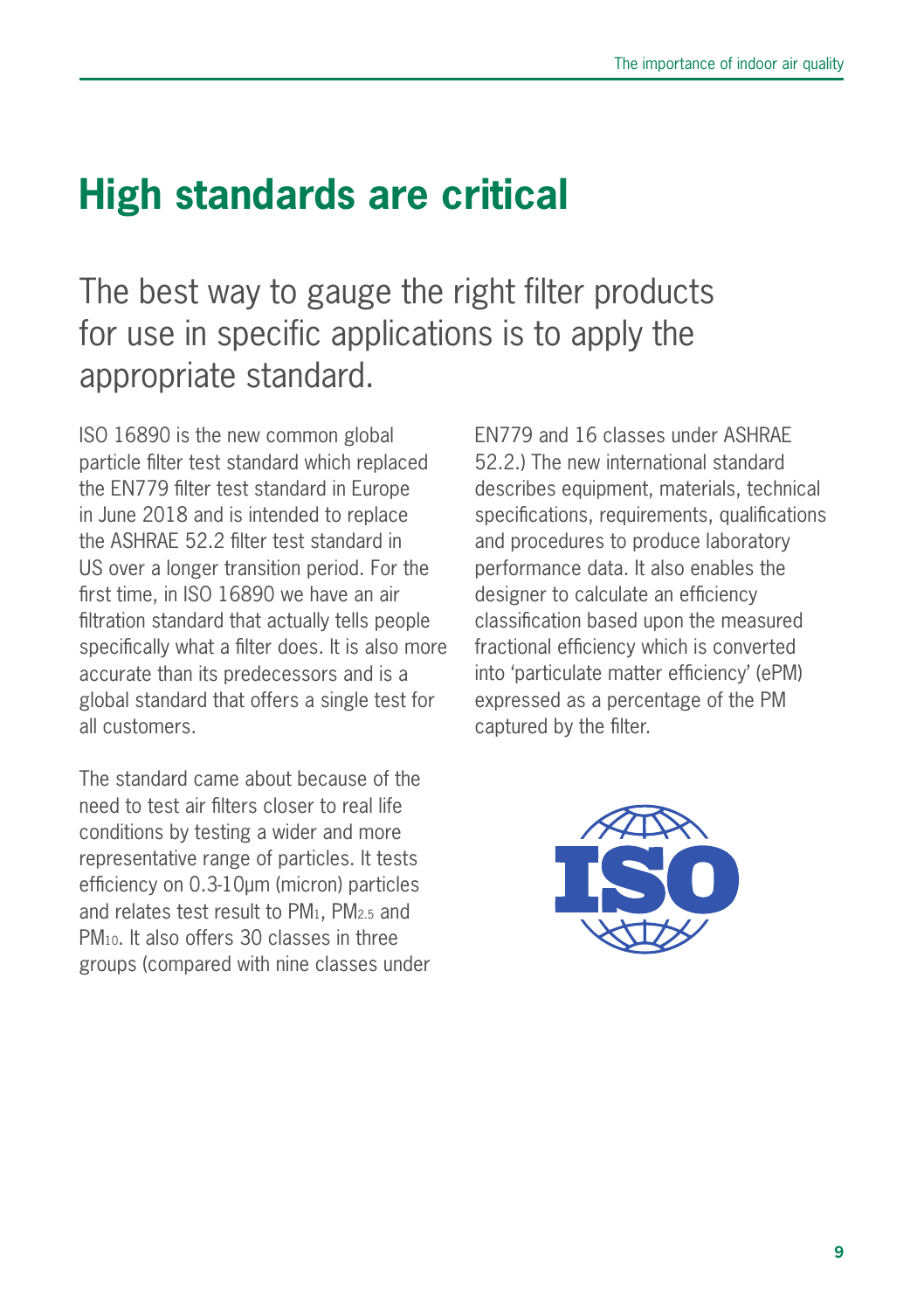# High standards are critical

The best way to gauge the right filter products for use in specific applications is to apply the appropriate standard.

ISO 16890 is the new common global particle filter test standard which replaced the EN779 filter test standard in Europe in June 2018 and is intended to replace the ASHRAE 52.2 filter test standard in US over a longer transition period. For the first time, in ISO 16890 we have an air filtration standard that actually tells people specifically what a filter does. It is also more accurate than its predecessors and is a global standard that offers a single test for all customers.

The standard came about because of the need to test air filters closer to real life conditions by testing a wider and more representative range of particles. It tests efficiency on 0.3-10µm (micron) particles and relates test result to $PM_1$, $PM_{2.5}$ and $PM_{10}$. It also offers 30 classes in three groups (compared with nine classes under EN779 and 16 classes under ASHRAE 52.2.) The new international standard describes equipment, materials, technical specifications, requirements, qualifications and procedures to produce laboratory performance data. It also enables the designer to calculate an efficiency classification based upon the measured fractional efficiency which is converted into 'particulate matter efficiency' (ePM) expressed as a percentage of the PM captured by the filter.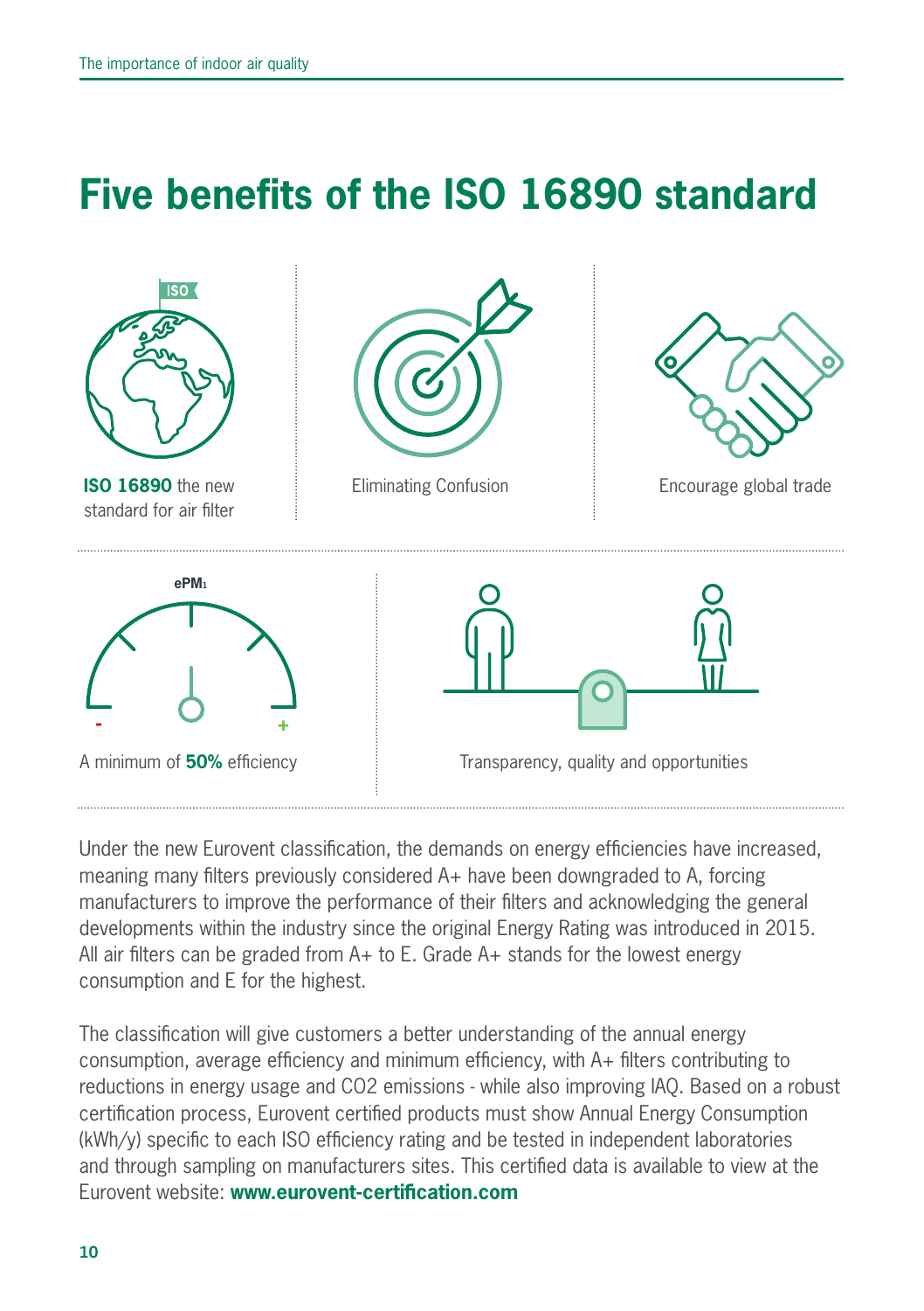# Five benefits of the ISO 16890 standard

**ISO 16890** the new standard for air filter

Eliminating Confusion

Encourage global trade

A minimum of **50%** efficiency

Transparency, quality and opportunities

Under the new Eurovent classification, the demands on energy efficiencies have increased, meaning many filters previously considered A+ have been downgraded to A, forcing manufacturers to improve the performance of their filters and acknowledging the general developments within the industry since the original Energy Rating was introduced in 2015. All air filters can be graded from A+ to E. Grade A+ stands for the lowest energy consumption and E for the highest.

The classification will give customers a better understanding of the annual energy consumption, average efficiency and minimum efficiency, with A+ filters contributing to reductions in energy usage and $CO_2$ emissions - while also improving IAQ. Based on a robust certification process, Eurovent certified products must show Annual Energy Consumption (kWh/y) specific to each ISO efficiency rating and be tested in independent laboratories and through sampling on manufacturers sites. This certified data is available to view at the Eurovent website: **www.eurovent-certification.com**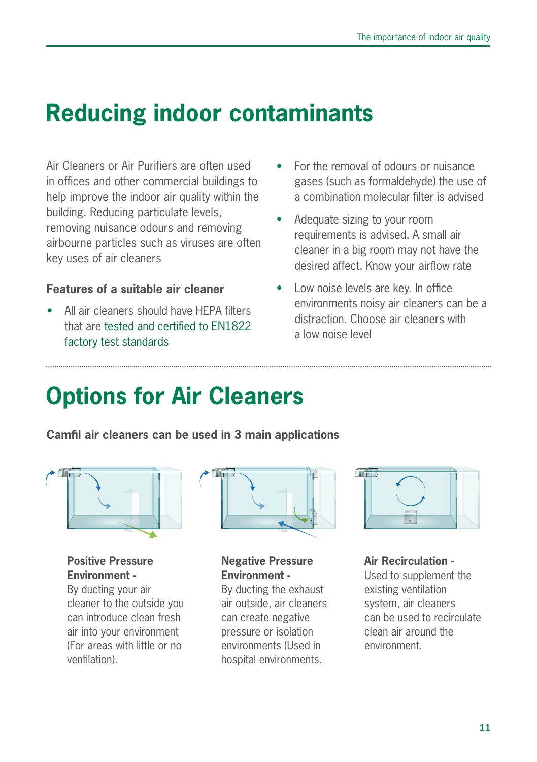# Reducing indoor contaminants

Air Cleaners or Air Purifiers are often used in offices and other commercial buildings to help improve the indoor air quality within the building. Reducing particulate levels, removing nuisance odours and removing airbourne particles such as viruses are often key uses of air cleaners

### Features of a suitable air cleaner

- All air cleaners should have HEPA filters that are tested and certified to EN1822 factory test standards
- For the removal of odours or nuisance gases (such as formaldehyde) the use of a combination molecular filter is advised
- Adequate sizing to your room requirements is advised. A small air cleaner in a big room may not have the desired affect. Know your airflow rate
- Low noise levels are key. In office environments noisy air cleaners can be a distraction. Choose air cleaners with a low noise level

# Options for Air Cleaners

**Camfil air cleaners can be used in 3 main applications**

**Positive Pressure Environment -**
By ducting your air cleaner to the outside you can introduce clean fresh air into your environment (For areas with little or no ventilation).

**Negative Pressure Environment -**
By ducting the exhaust air outside, air cleaners can create negative pressure or isolation environments (Used in hospital environments.

**Air Recirculation -**
Used to supplement the existing ventilation system, air cleaners can be used to recirculate clean air around the environment.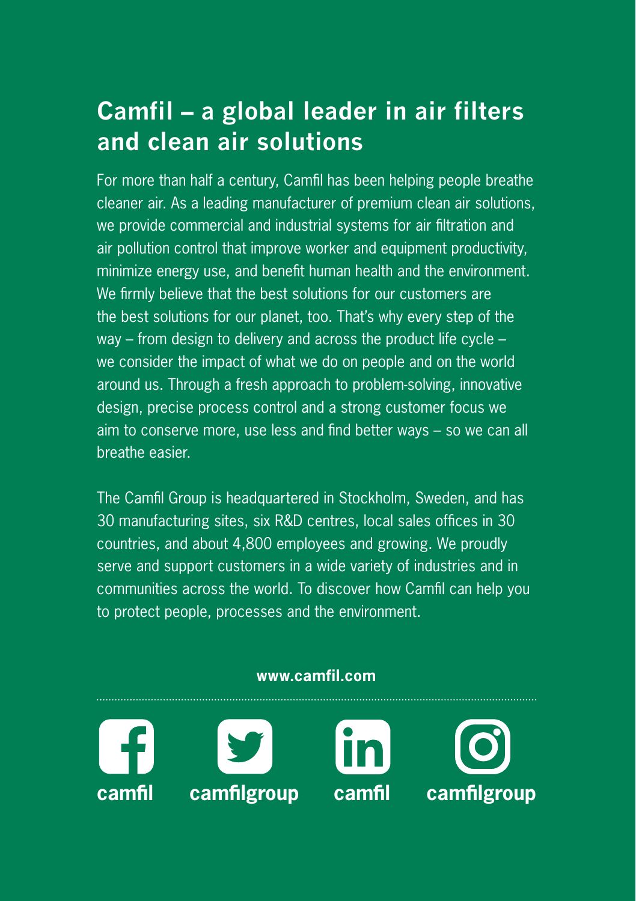## Camfil – a global leader in air filters and clean air solutions

For more than half a century, Camfil has been helping people breathe cleaner air. As a leading manufacturer of premium clean air solutions, we provide commercial and industrial systems for air filtration and air pollution control that improve worker and equipment productivity, minimize energy use, and benefit human health and the environment. We firmly believe that the best solutions for our customers are the best solutions for our planet, too. That's why every step of the way – from design to delivery and across the product life cycle – we consider the impact of what we do on people and on the world around us. Through a fresh approach to problem-solving, innovative design, precise process control and a strong customer focus we aim to conserve more, use less and find better ways – so we can all breathe easier.

The Camfil Group is headquartered in Stockholm, Sweden, and has 30 manufacturing sites, six R&D centres, local sales offices in 30 countries, and about 4,800 employees and growing. We proudly serve and support customers in a wide variety of industries and in communities across the world. To discover how Camfil can help you to protect people, processes and the environment.

**www.camfil.com**

**camfil** **camfilgroup** **camfil** **camfilgroup**